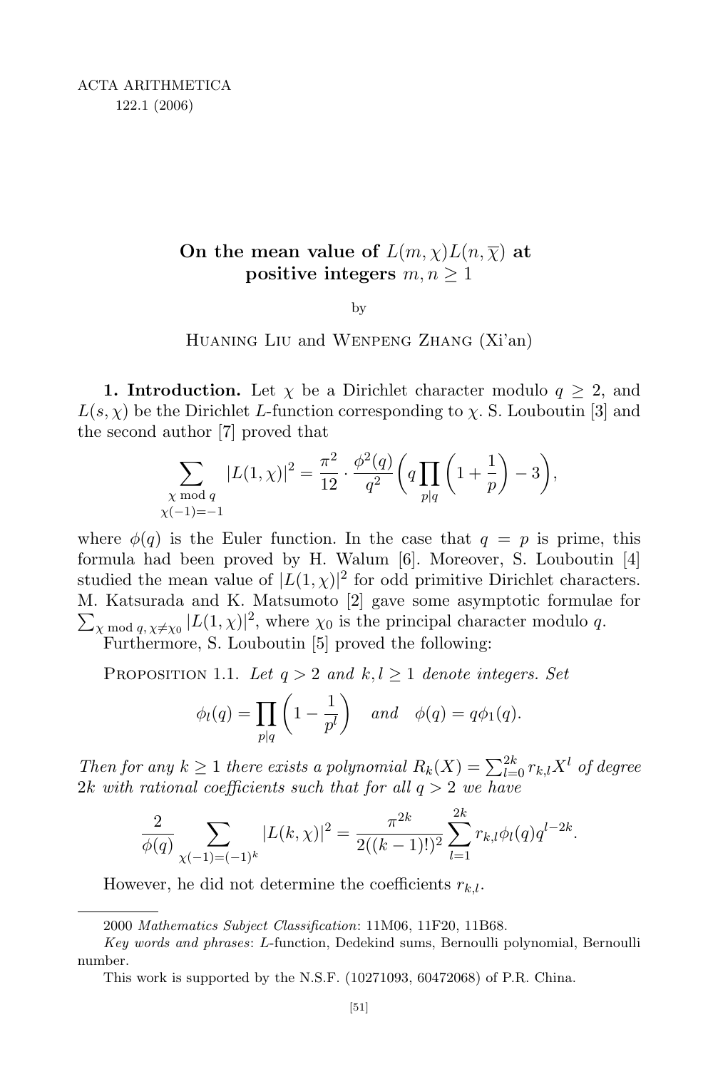# On the mean value of $L(m, \chi)L(n, \overline{\chi})$ at positive integers $m, n \geq 1$

by

Huaning Liu and Wenpeng Zhang (Xi'an)

**1. Introduction.** Let $\chi$ be a Dirichlet character modulo $q \geq 2$, and $L(s, \chi)$ be the Dirichlet $L$-function corresponding to $\chi$. S. Louboutin [3] and the second author [7] proved that

$$\sum_{\substack{\chi \bmod q \\ \chi(-1)=-1}} |L(1, \chi)|^2 = \frac{\pi^2}{12} \cdot \frac{\phi^2(q)}{q^2} \left( q \prod_{p \mid q} \left(1 + \frac{1}{p}\right) - 3 \right),$$

where $\phi(q)$ is the Euler function. In the case that $q = p$ is prime, this formula had been proved by H. Walum [6]. Moreover, S. Louboutin [4] studied the mean value of $|L(1, \chi)|^2$ for odd primitive Dirichlet characters. M. Katsurada and K. Matsumoto [2] gave some asymptotic formulae for $\sum_{\chi \bmod q, \chi \neq \chi_0} |L(1, \chi)|^2$, where $\chi_0$ is the principal character modulo $q$.

Furthermore, S. Louboutin [5] proved the following:

Proposition 1.1. *Let $q > 2$ and $k, l \geq 1$ denote integers. Set*

$$\phi_l(q) = \prod_{p \mid q} \left(1 - \frac{1}{p^l}\right) \quad \text{and} \quad \phi(q) = q\phi_1(q).$$

*Then for any $k \geq 1$ there exists a polynomial $R_k(X) = \sum_{l=0}^{2k} r_{k,l} X^l$ of degree $2k$ with rational coefficients such that for all $q > 2$ we have*

$$\frac{2}{\phi(q)} \sum_{\chi(-1)=(-1)^k} |L(k, \chi)|^2 = \frac{\pi^{2k}}{2((k-1)!)^2} \sum_{l=1}^{2k} r_{k,l} \phi_l(q) q^{l-2k}.$$

However, he did not determine the coefficients $r_{k,l}$.

---

2000 *Mathematics Subject Classification*: 11M06, 11F20, 11B68.

*Key words and phrases*: $L$-function, Dedekind sums, Bernoulli polynomial, Bernoulli number.

This work is supported by the N.S.F. (10271093, 60472068) of P.R. China.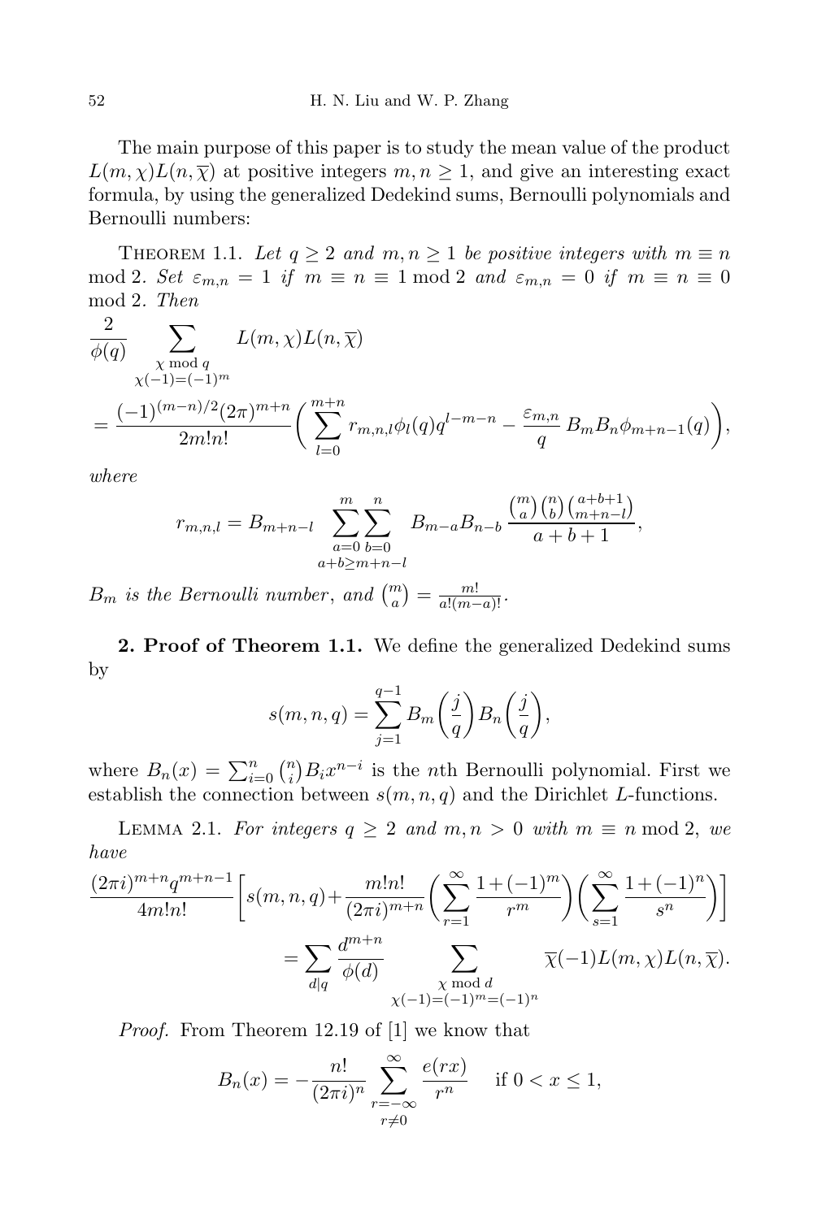The main purpose of this paper is to study the mean value of the product $L(m,\chi)L(n,\overline{\chi})$ at positive integers $m,n\ge 1$, and give an interesting exact formula, by using the generalized Dedekind sums, Bernoulli polynomials and Bernoulli numbers:

THEOREM 1.1. *Let $q\ge 2$ and $m,n\ge 1$ be positive integers with $m\equiv n \bmod 2$. Set $\varepsilon_{m,n}=1$ if $m\equiv n\equiv 1 \bmod 2$ and $\varepsilon_{m,n}=0$ if $m\equiv n\equiv 0 \bmod 2$. Then*

$$\frac{2}{\phi(q)}\sum_{\substack{\chi \bmod q\\ \chi(-1)=(-1)^m}} L(m,\chi)L(n,\overline{\chi})$$
$$=\frac{(-1)^{(m-n)/2}(2\pi)^{m+n}}{2m!n!}\bigg(\sum_{l=0}^{m+n} r_{m,n,l}\phi_l(q)q^{l-m-n}-\frac{\varepsilon_{m,n}}{q}\,B_mB_n\phi_{m+n-1}(q)\bigg),$$

*where*

$$r_{m,n,l}=B_{m+n-l}\sum_{\substack{a=0\\ a+b\ge m+n-l}}^{m}\sum_{b=0}^{n} B_{m-a}B_{n-b}\,\frac{\binom{m}{a}\binom{n}{b}\binom{a+b+1}{m+n-l}}{a+b+1},$$

*$B_m$ is the Bernoulli number, and $\binom{m}{a}=\frac{m!}{a!(m-a)!}$.*

**2. Proof of Theorem 1.1.** We define the generalized Dedekind sums by

$$s(m,n,q)=\sum_{j=1}^{q-1}B_m\Big(\frac{j}{q}\Big)B_n\Big(\frac{j}{q}\Big),$$

where $B_n(x)=\sum_{i=0}^{n}\binom{n}{i}B_ix^{n-i}$ is the $n$th Bernoulli polynomial. First we establish the connection between $s(m,n,q)$ and the Dirichlet $L$-functions.

LEMMA 2.1. *For integers $q\ge 2$ and $m,n>0$ with $m\equiv n \bmod 2$, we have*

$$\frac{(2\pi i)^{m+n}q^{m+n-1}}{4m!n!}\bigg[s(m,n,q)+\frac{m!n!}{(2\pi i)^{m+n}}\bigg(\sum_{r=1}^{\infty}\frac{1+(-1)^m}{r^m}\bigg)\bigg(\sum_{s=1}^{\infty}\frac{1+(-1)^n}{s^n}\bigg)\bigg]$$
$$=\sum_{d\mid q}\frac{d^{m+n}}{\phi(d)}\sum_{\substack{\chi \bmod d\\ \chi(-1)=(-1)^m=(-1)^n}}\overline{\chi}(-1)L(m,\chi)L(n,\overline{\chi}).$$

*Proof.* From Theorem 12.19 of [1] we know that

$$B_n(x)=-\frac{n!}{(2\pi i)^n}\sum_{\substack{r=-\infty\\ r\ne 0}}^{\infty}\frac{e(rx)}{r^n}\quad \text{if } 0<x\le 1,$$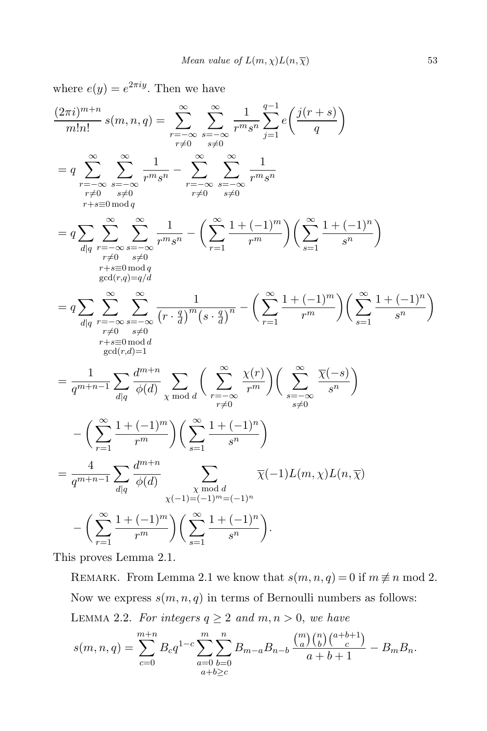where $e(y) = e^{2\pi i y}$. Then we have

$$
\begin{aligned}
\frac{(2\pi i)^{m+n}}{m!n!}\, s(m,n,q) &= \sum_{\substack{r=-\infty \\ r\neq 0}}^{\infty} \sum_{\substack{s=-\infty \\ s\neq 0}}^{\infty} \frac{1}{r^m s^n} \sum_{j=1}^{q-1} e\biggl(\frac{j(r+s)}{q}\biggr) \\
&= q \sum_{\substack{r=-\infty \\ r\neq 0 \\ r+s\equiv 0 \bmod q}}^{\infty} \sum_{\substack{s=-\infty \\ s\neq 0}}^{\infty} \frac{1}{r^m s^n} - \sum_{\substack{r=-\infty \\ r\neq 0}}^{\infty} \sum_{\substack{s=-\infty \\ s\neq 0}}^{\infty} \frac{1}{r^m s^n} \\
&= q \sum_{d\mid q} \sum_{\substack{r=-\infty \\ r\neq 0 \\ r+s\equiv 0 \bmod q \\ \gcd(r,q)=q/d}}^{\infty} \sum_{\substack{s=-\infty \\ s\neq 0}}^{\infty} \frac{1}{r^m s^n} - \biggl(\sum_{r=1}^{\infty} \frac{1+(-1)^m}{r^m}\biggr)\biggl(\sum_{s=1}^{\infty} \frac{1+(-1)^n}{s^n}\biggr) \\
&= q \sum_{d\mid q} \sum_{\substack{r=-\infty \\ r\neq 0 \\ r+s\equiv 0 \bmod d \\ \gcd(r,d)=1}}^{\infty} \sum_{\substack{s=-\infty \\ s\neq 0}}^{\infty} \frac{1}{\bigl(r\cdot \frac{q}{d}\bigr)^m \bigl(s\cdot \frac{q}{d}\bigr)^n} - \biggl(\sum_{r=1}^{\infty} \frac{1+(-1)^m}{r^m}\biggr)\biggl(\sum_{s=1}^{\infty} \frac{1+(-1)^n}{s^n}\biggr) \\
&= \frac{1}{q^{m+n-1}} \sum_{d\mid q} \frac{d^{m+n}}{\phi(d)} \sum_{\chi \bmod d} \biggl(\sum_{\substack{r=-\infty \\ r\neq 0}}^{\infty} \frac{\chi(r)}{r^m}\biggr)\biggl(\sum_{\substack{s=-\infty \\ s\neq 0}}^{\infty} \frac{\overline{\chi}(-s)}{s^n}\biggr) \\
&\quad - \biggl(\sum_{r=1}^{\infty} \frac{1+(-1)^m}{r^m}\biggr)\biggl(\sum_{s=1}^{\infty} \frac{1+(-1)^n}{s^n}\biggr) \\
&= \frac{4}{q^{m+n-1}} \sum_{d\mid q} \frac{d^{m+n}}{\phi(d)} \sum_{\substack{\chi \bmod d \\ \chi(-1)=(-1)^m=(-1)^n}} \overline{\chi}(-1) L(m,\chi) L(n,\overline{\chi}) \\
&\quad - \biggl(\sum_{r=1}^{\infty} \frac{1+(-1)^m}{r^m}\biggr)\biggl(\sum_{s=1}^{\infty} \frac{1+(-1)^n}{s^n}\biggr).
\end{aligned}
$$

This proves Lemma 2.1.

Remark. From Lemma 2.1 we know that $s(m,n,q) = 0$ if $m \not\equiv n \bmod 2$.

Now we express $s(m,n,q)$ in terms of Bernoulli numbers as follows:

Lemma 2.2. *For integers $q \geq 2$ and $m,n > 0$, we have*

$$
s(m,n,q) = \sum_{c=0}^{m+n} B_c q^{1-c} \sum_{\substack{a=0 \\ a+b\geq c}}^{m} \sum_{b=0}^{n} B_{m-a} B_{n-b} \frac{\binom{m}{a}\binom{n}{b}\binom{a+b+1}{c}}{a+b+1} - B_m B_n.
$$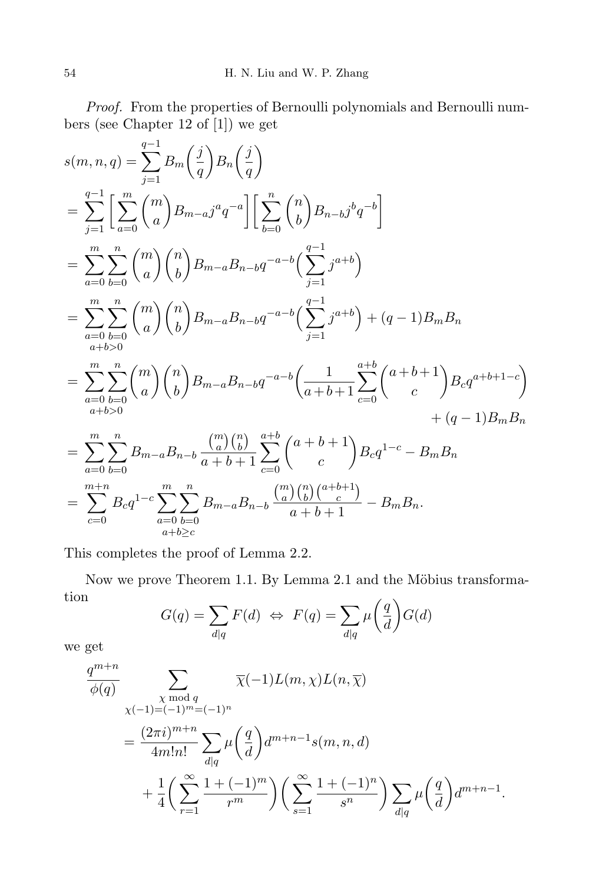*Proof.* From the properties of Bernoulli polynomials and Bernoulli numbers (see Chapter 12 of [1]) we get

$$
\begin{aligned}
s(m,n,q) &= \sum_{j=1}^{q-1} B_m\Big(\frac{j}{q}\Big) B_n\Big(\frac{j}{q}\Big) \\
&= \sum_{j=1}^{q-1} \Big[ \sum_{a=0}^{m} \binom{m}{a} B_{m-a} j^a q^{-a} \Big] \Big[ \sum_{b=0}^{n} \binom{n}{b} B_{n-b} j^b q^{-b} \Big] \\
&= \sum_{a=0}^{m} \sum_{b=0}^{n} \binom{m}{a}\binom{n}{b} B_{m-a} B_{n-b} q^{-a-b} \Big( \sum_{j=1}^{q-1} j^{a+b} \Big) \\
&= \sum_{\substack{a=0 \\ a+b>0}}^{m} \sum_{b=0}^{n} \binom{m}{a}\binom{n}{b} B_{m-a} B_{n-b} q^{-a-b} \Big( \sum_{j=1}^{q-1} j^{a+b} \Big) + (q-1) B_m B_n \\
&= \sum_{\substack{a=0 \\ a+b>0}}^{m} \sum_{b=0}^{n} \binom{m}{a}\binom{n}{b} B_{m-a} B_{n-b} q^{-a-b} \Big( \frac{1}{a+b+1} \sum_{c=0}^{a+b} \binom{a+b+1}{c} B_c q^{a+b+1-c} \Big) \\
&\qquad + (q-1) B_m B_n \\
&= \sum_{a=0}^{m} \sum_{b=0}^{n} B_{m-a} B_{n-b} \frac{\binom{m}{a}\binom{n}{b}}{a+b+1} \sum_{c=0}^{a+b} \binom{a+b+1}{c} B_c q^{1-c} - B_m B_n \\
&= \sum_{c=0}^{m+n} B_c q^{1-c} \sum_{\substack{a=0 \\ a+b\ge c}}^{m} \sum_{b=0}^{n} B_{m-a} B_{n-b} \frac{\binom{m}{a}\binom{n}{b}\binom{a+b+1}{c}}{a+b+1} - B_m B_n .
\end{aligned}
$$

This completes the proof of Lemma 2.2.

Now we prove Theorem 1.1. By Lemma 2.1 and the Möbius transformation

$$
G(q) = \sum_{d \mid q} F(d) \ \Leftrightarrow \ F(q) = \sum_{d \mid q} \mu\Big(\frac{q}{d}\Big) G(d)
$$

we get

$$
\begin{aligned}
\frac{q^{m+n}}{\phi(q)} & \sum_{\substack{\chi \bmod q \\ \chi(-1)=(-1)^m=(-1)^n}} \overline{\chi}(-1) L(m,\chi) L(n,\overline{\chi}) \\
&= \frac{(2\pi i)^{m+n}}{4 m! n!} \sum_{d \mid q} \mu\Big(\frac{q}{d}\Big) d^{m+n-1} s(m,n,d) \\
&\quad + \frac{1}{4} \Big( \sum_{r=1}^{\infty} \frac{1+(-1)^m}{r^m} \Big) \Big( \sum_{s=1}^{\infty} \frac{1+(-1)^n}{s^n} \Big) \sum_{d \mid q} \mu\Big(\frac{q}{d}\Big) d^{m+n-1} .
\end{aligned}
$$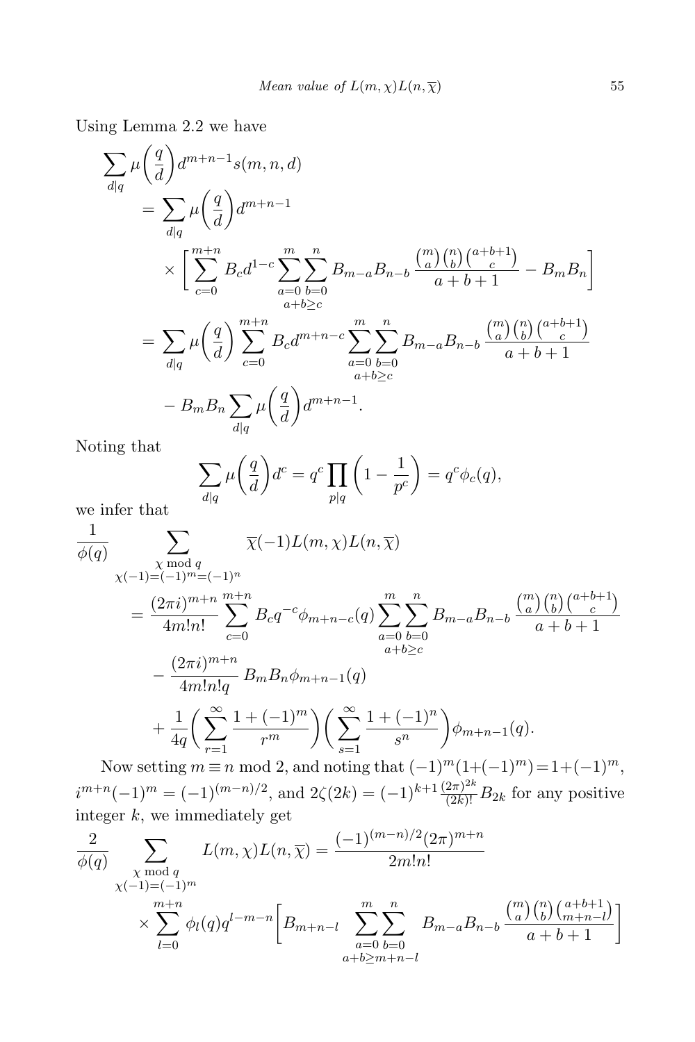Using Lemma 2.2 we have

$$
\begin{aligned}
\sum_{d\mid q}\mu\Big(\frac{q}{d}\Big)d^{m+n-1}s(m,n,d)
&= \sum_{d\mid q}\mu\Big(\frac{q}{d}\Big)d^{m+n-1}\\
&\quad\times\bigg[\sum_{c=0}^{m+n}B_c d^{1-c}\sum_{\substack{a=0\\ a+b\ge c}}^{m}\sum_{b=0}^{n}B_{m-a}B_{n-b}\,\frac{\binom{m}{a}\binom{n}{b}\binom{a+b+1}{c}}{a+b+1}-B_mB_n\bigg]\\
&= \sum_{d\mid q}\mu\Big(\frac{q}{d}\Big)\sum_{c=0}^{m+n}B_c d^{m+n-c}\sum_{\substack{a=0\\ a+b\ge c}}^{m}\sum_{b=0}^{n}B_{m-a}B_{n-b}\,\frac{\binom{m}{a}\binom{n}{b}\binom{a+b+1}{c}}{a+b+1}\\
&\quad - B_mB_n\sum_{d\mid q}\mu\Big(\frac{q}{d}\Big)d^{m+n-1}.
\end{aligned}
$$

Noting that

$$
\sum_{d\mid q}\mu\Big(\frac{q}{d}\Big)d^{c}=q^{c}\prod_{p\mid q}\Big(1-\frac{1}{p^{c}}\Big)=q^{c}\phi_c(q),
$$

we infer that

$$
\begin{aligned}
\frac{1}{\phi(q)}\sum_{\substack{\chi \bmod q\\ \chi(-1)=(-1)^m=(-1)^n}}\overline{\chi}(-1)L(m,\chi)L(n,\overline{\chi})
&= \frac{(2\pi i)^{m+n}}{4m!n!}\sum_{c=0}^{m+n}B_c q^{-c}\phi_{m+n-c}(q)\sum_{\substack{a=0\\ a+b\ge c}}^{m}\sum_{b=0}^{n}B_{m-a}B_{n-b}\,\frac{\binom{m}{a}\binom{n}{b}\binom{a+b+1}{c}}{a+b+1}\\
&\quad - \frac{(2\pi i)^{m+n}}{4m!n!q}\,B_mB_n\phi_{m+n-1}(q)\\
&\quad + \frac{1}{4q}\bigg(\sum_{r=1}^{\infty}\frac{1+(-1)^m}{r^m}\bigg)\bigg(\sum_{s=1}^{\infty}\frac{1+(-1)^n}{s^n}\bigg)\phi_{m+n-1}(q).
\end{aligned}
$$

Now setting $m\equiv n \bmod 2$, and noting that $(-1)^m(1+(-1)^m)=1+(-1)^m$, $i^{m+n}(-1)^m=(-1)^{(m-n)/2}$, and $2\zeta(2k)=(-1)^{k+1}\frac{(2\pi)^{2k}}{(2k)!}B_{2k}$ for any positive integer $k$, we immediately get

$$
\begin{aligned}
\frac{2}{\phi(q)}\sum_{\substack{\chi \bmod q\\ \chi(-1)=(-1)^m}}L(m,\chi)L(n,\overline{\chi})&=\frac{(-1)^{(m-n)/2}(2\pi)^{m+n}}{2m!n!}\\
&\quad\times\sum_{l=0}^{m+n}\phi_l(q)q^{l-m-n}\bigg[B_{m+n-l}\sum_{\substack{a=0\\ a+b\ge m+n-l}}^{m}\sum_{b=0}^{n}B_{m-a}B_{n-b}\,\frac{\binom{m}{a}\binom{n}{b}\binom{a+b+1}{m+n-l}}{a+b+1}\bigg]
\end{aligned}
$$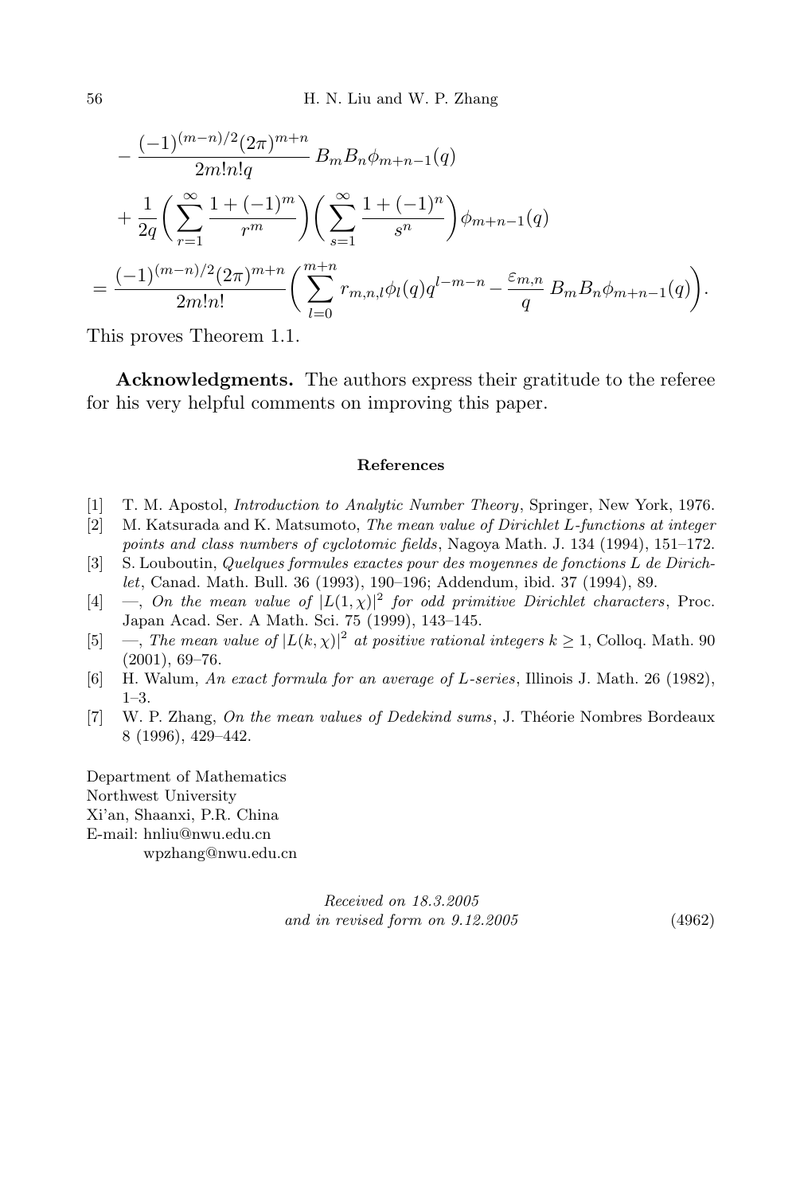$$
\begin{aligned}
&-\frac{(-1)^{(m-n)/2}(2\pi)^{m+n}}{2m!n!q}\,B_m B_n \phi_{m+n-1}(q)\\
&+\frac{1}{2q}\bigg(\sum_{r=1}^{\infty}\frac{1+(-1)^m}{r^m}\bigg)\bigg(\sum_{s=1}^{\infty}\frac{1+(-1)^n}{s^n}\bigg)\phi_{m+n-1}(q)\\
=&\ \frac{(-1)^{(m-n)/2}(2\pi)^{m+n}}{2m!n!}\bigg(\sum_{l=0}^{m+n} r_{m,n,l}\phi_l(q)q^{l-m-n}-\frac{\varepsilon_{m,n}}{q}\,B_m B_n \phi_{m+n-1}(q)\bigg).
\end{aligned}
$$

This proves Theorem 1.1.

**Acknowledgments.** The authors express their gratitude to the referee for his very helpful comments on improving this paper.

## References

[1] T. M. Apostol, *Introduction to Analytic Number Theory*, Springer, New York, 1976.

[2] M. Katsurada and K. Matsumoto, *The mean value of Dirichlet L-functions at integer points and class numbers of cyclotomic fields*, Nagoya Math. J. 134 (1994), 151–172.

[3] S. Louboutin, *Quelques formules exactes pour des moyennes de fonctions L de Dirichlet*, Canad. Math. Bull. 36 (1993), 190–196; Addendum, ibid. 37 (1994), 89.

[4] —, *On the mean value of $|L(1,\chi)|^2$ for odd primitive Dirichlet characters*, Proc. Japan Acad. Ser. A Math. Sci. 75 (1999), 143–145.

[5] —, *The mean value of $|L(k,\chi)|^2$ at positive rational integers $k \ge 1$*, Colloq. Math. 90 (2001), 69–76.

[6] H. Walum, *An exact formula for an average of L-series*, Illinois J. Math. 26 (1982), 1–3.

[7] W. P. Zhang, *On the mean values of Dedekind sums*, J. Théorie Nombres Bordeaux 8 (1996), 429–442.

Department of Mathematics
Northwest University
Xi'an, Shaanxi, P.R. China
E-mail: hnliu@nwu.edu.cn
wpzhang@nwu.edu.cn

*Received on 18.3.2005*
*and in revised form on 9.12.2005* (4962)